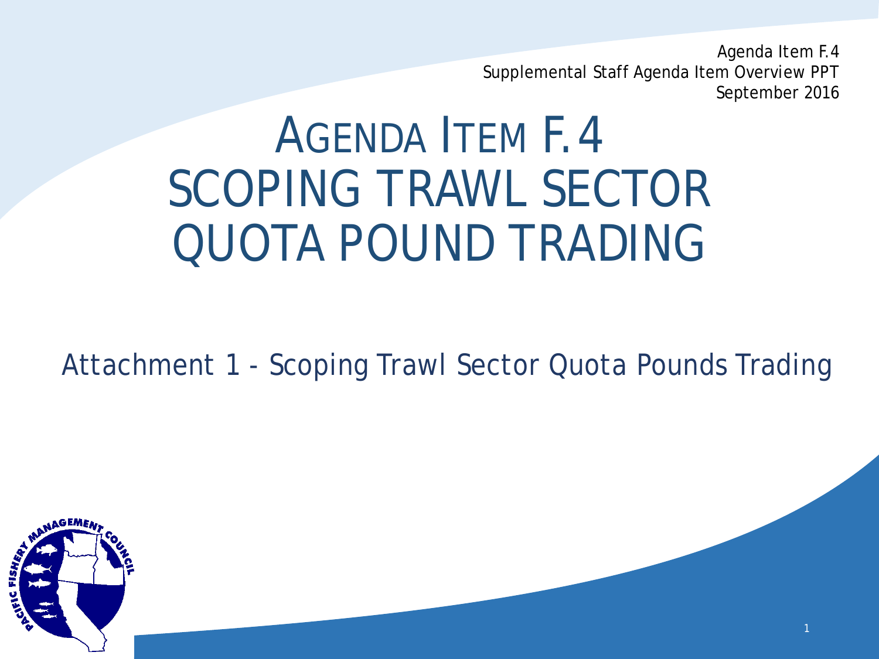Agenda Item F.4
Supplemental Staff Agenda Item Overview PPT
September 2016

# AGENDA ITEM F.4
# SCOPING TRAWL SECTOR QUOTA POUND TRADING

Attachment 1 - Scoping Trawl Sector Quota Pounds Trading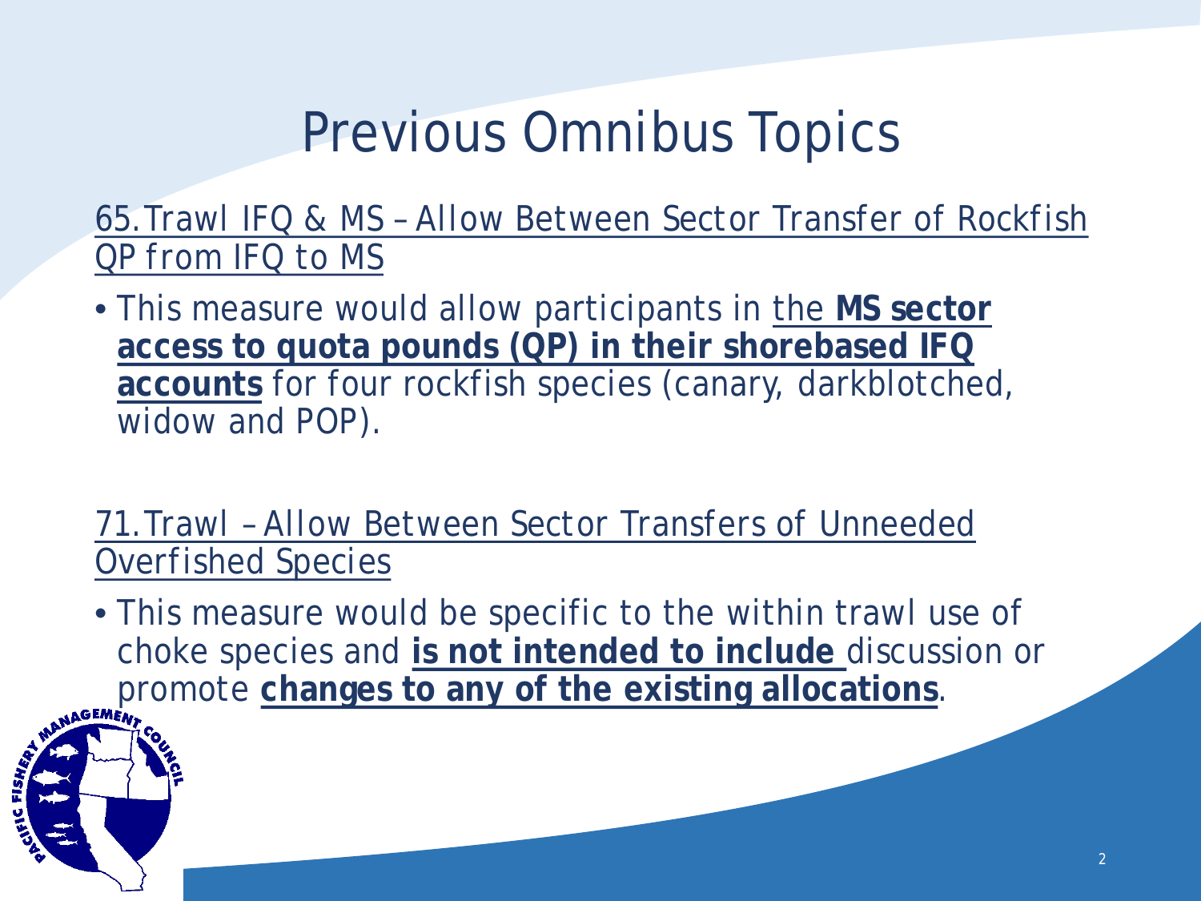# Previous Omnibus Topics

65. Trawl IFQ & MS – Allow Between Sector Transfer of Rockfish QP from IFQ to MS

- This measure would allow participants in the **MS sector access to quota pounds (QP) in their shorebased IFQ accounts** for four rockfish species (canary, darkblotched, widow and POP).

71. Trawl – Allow Between Sector Transfers of Unneeded Overfished Species

- This measure would be specific to the within trawl use of choke species and **is not intended to include** discussion or promote **changes to any of the existing allocations**.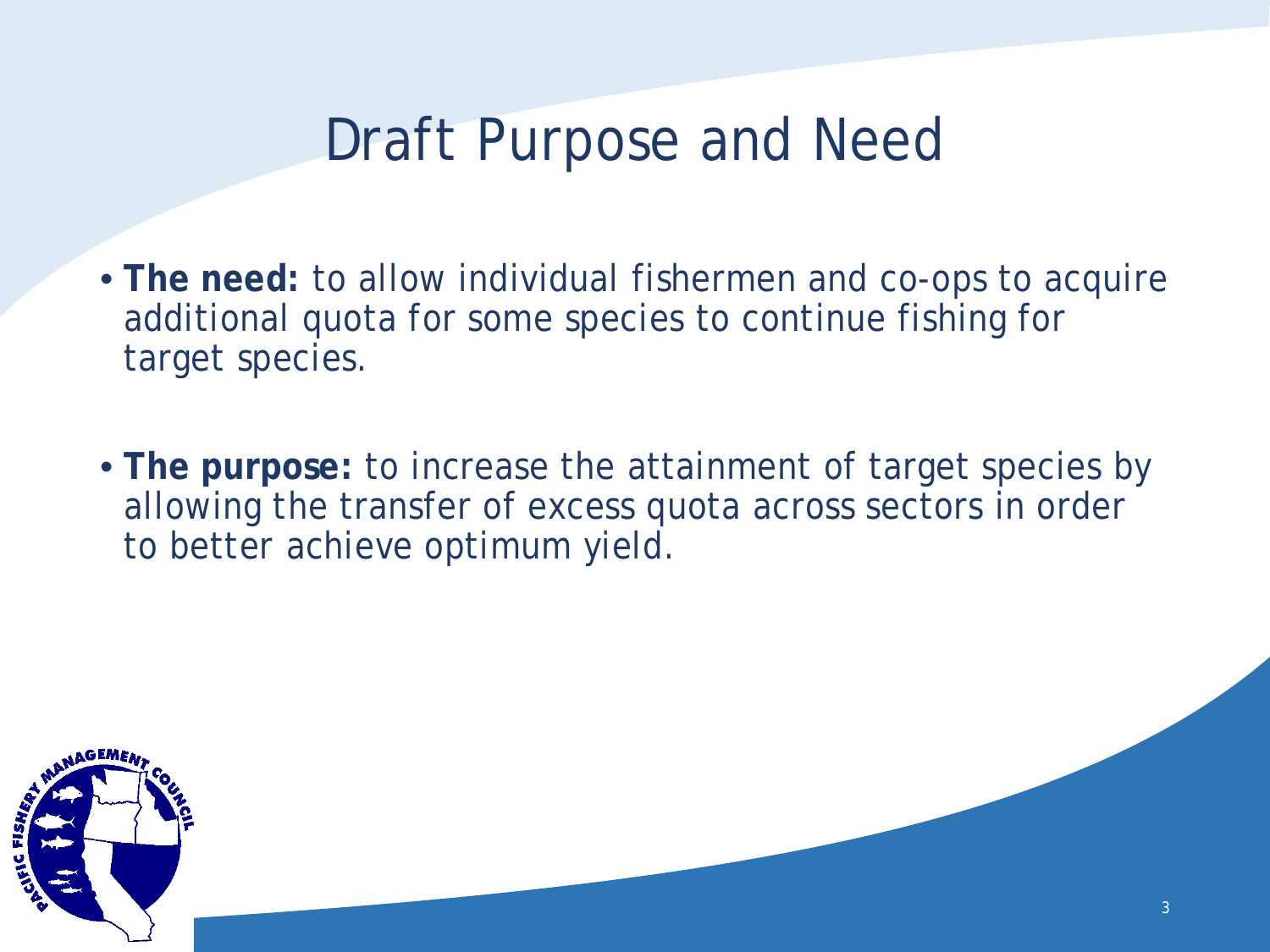# Draft Purpose and Need

- **The need:** to allow individual fishermen and co-ops to acquire additional quota for some species to continue fishing for target species.

- **The purpose:** to increase the attainment of target species by allowing the transfer of excess quota across sectors in order to better achieve optimum yield.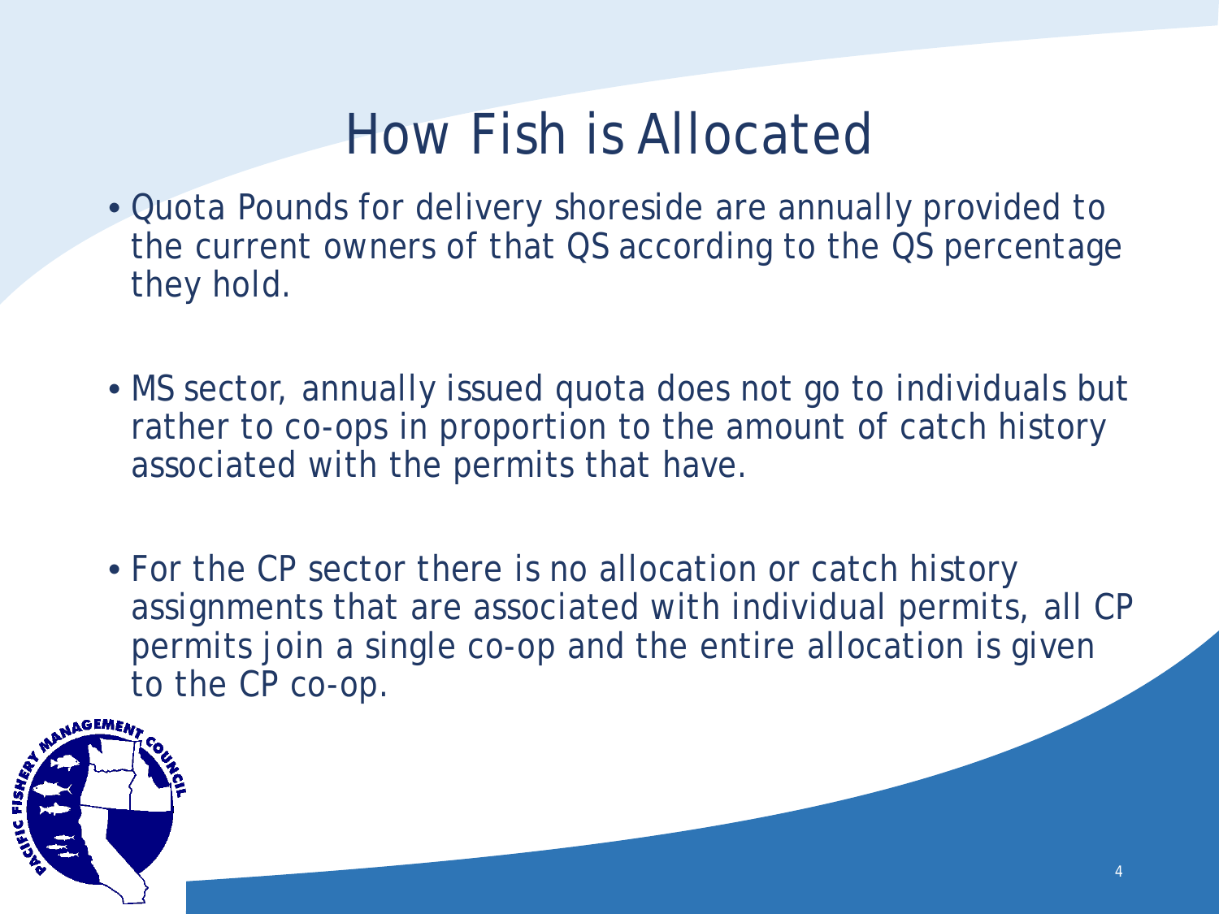# How Fish is Allocated

- Quota Pounds for delivery shoreside are annually provided to the current owners of that QS according to the QS percentage they hold.

- MS sector, annually issued quota does not go to individuals but rather to co-ops in proportion to the amount of catch history associated with the permits that have.

- For the CP sector there is no allocation or catch history assignments that are associated with individual permits, all CP permits join a single co-op and the entire allocation is given to the CP co-op.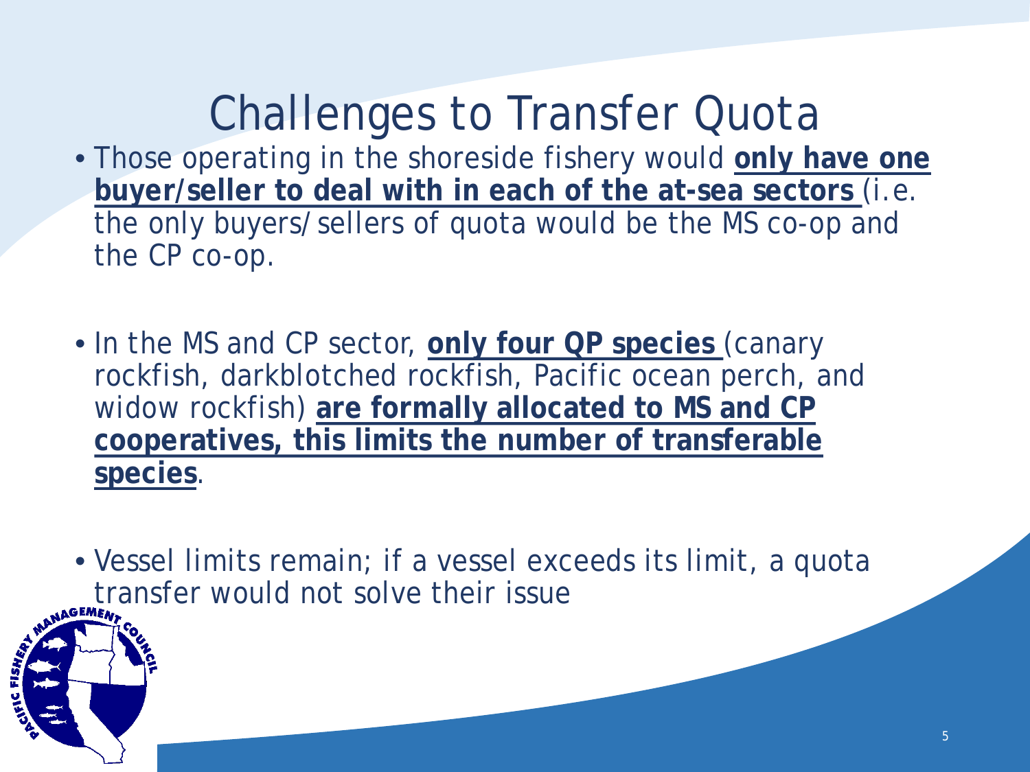# Challenges to Transfer Quota

- Those operating in the shoreside fishery would **only have one buyer/seller to deal with in each of the at-sea sectors** (i.e. the only buyers/sellers of quota would be the MS co-op and the CP co-op.

- In the MS and CP sector, **only four QP species** (canary rockfish, darkblotched rockfish, Pacific ocean perch, and widow rockfish) **are formally allocated to MS and CP cooperatives, this limits the number of transferable species**.

- Vessel limits remain; if a vessel exceeds its limit, a quota transfer would not solve their issue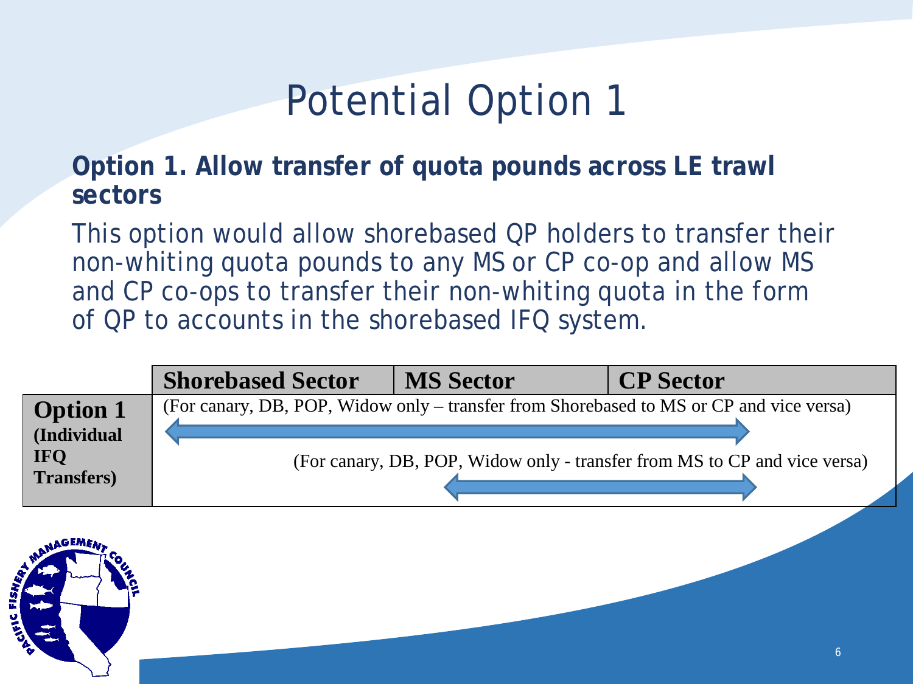# Potential Option 1

**Option 1. Allow transfer of quota pounds across LE trawl sectors**

This option would allow shorebased QP holders to transfer their non-whiting quota pounds to any MS or CP co-op and allow MS and CP co-ops to transfer their non-whiting quota in the form of QP to accounts in the shorebased IFQ system.

| | Shorebased Sector | MS Sector | CP Sector |
|---|---|---|---|
| **Option 1 (Individual IFQ Transfers)** | (For canary, DB, POP, Widow only – transfer from Shorebased to MS or CP and vice versa) ⟷<br>(For canary, DB, POP, Widow only - transfer from MS to CP and vice versa) ⟷ | | |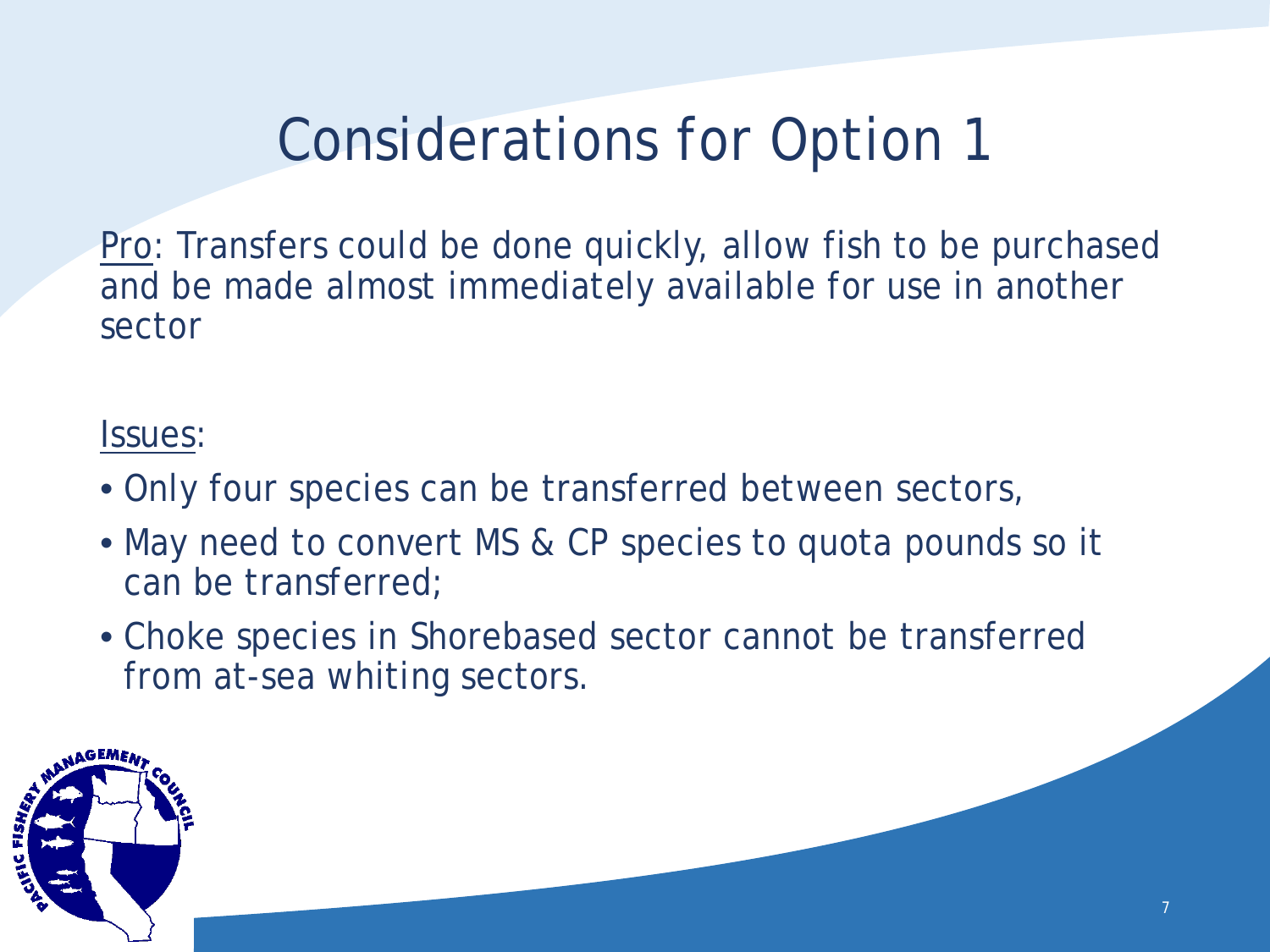# Considerations for Option 1

Pro: Transfers could be done quickly, allow fish to be purchased and be made almost immediately available for use in another sector

Issues:

- Only four species can be transferred between sectors,
- May need to convert MS & CP species to quota pounds so it can be transferred;
- Choke species in Shorebased sector cannot be transferred from at-sea whiting sectors.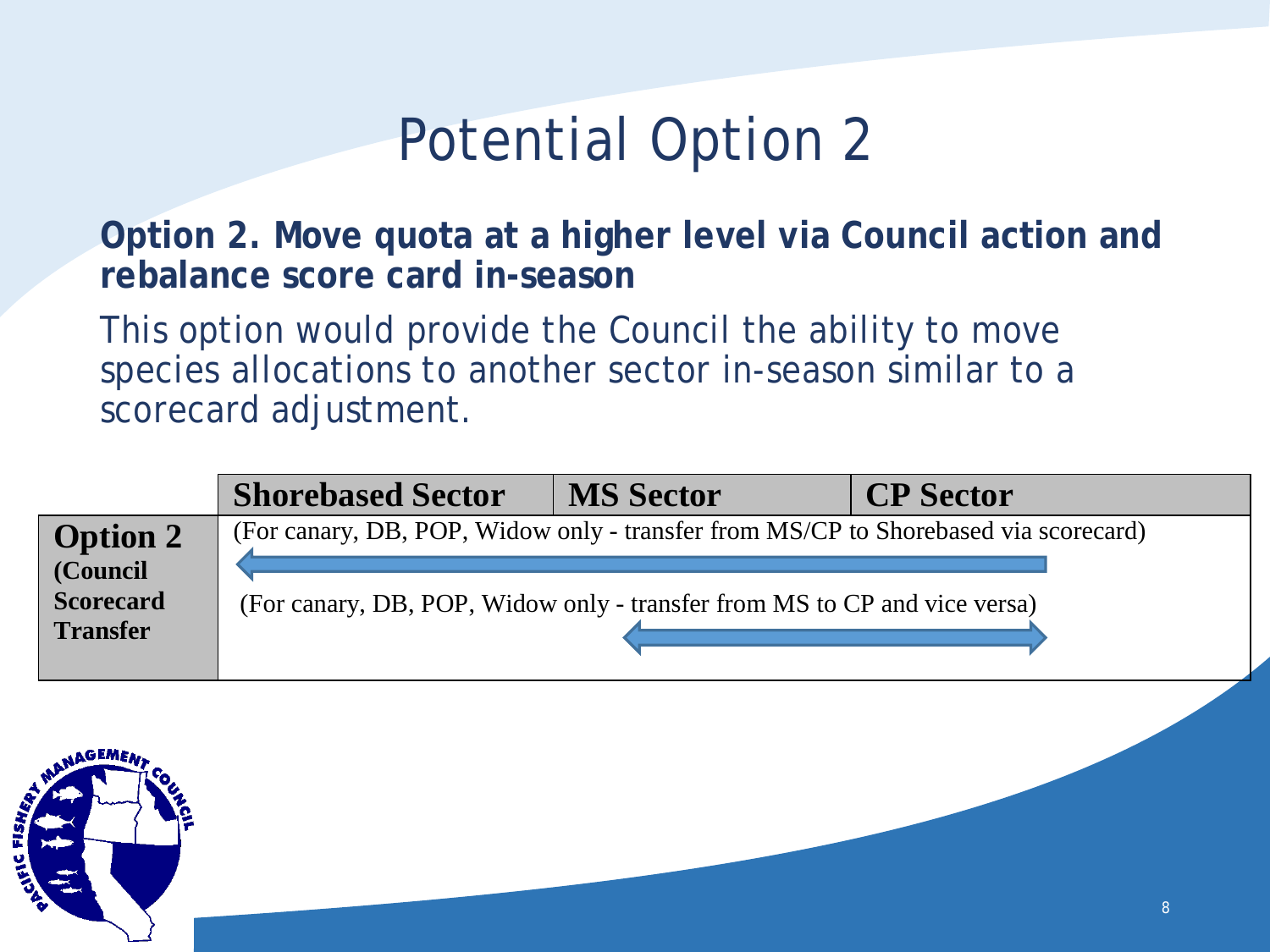# Potential Option 2

**Option 2. Move quota at a higher level via Council action and rebalance score card in-season**

This option would provide the Council the ability to move species allocations to another sector in-season similar to a scorecard adjustment.

| | Shorebased Sector | MS Sector | CP Sector |
|---|---|---|---|
| **Option 2** (Council Scorecard Transfer | (For canary, DB, POP, Widow only - transfer from MS/CP to Shorebased via scorecard) ← | | |
| | | (For canary, DB, POP, Widow only - transfer from MS to CP and vice versa) ↔ | |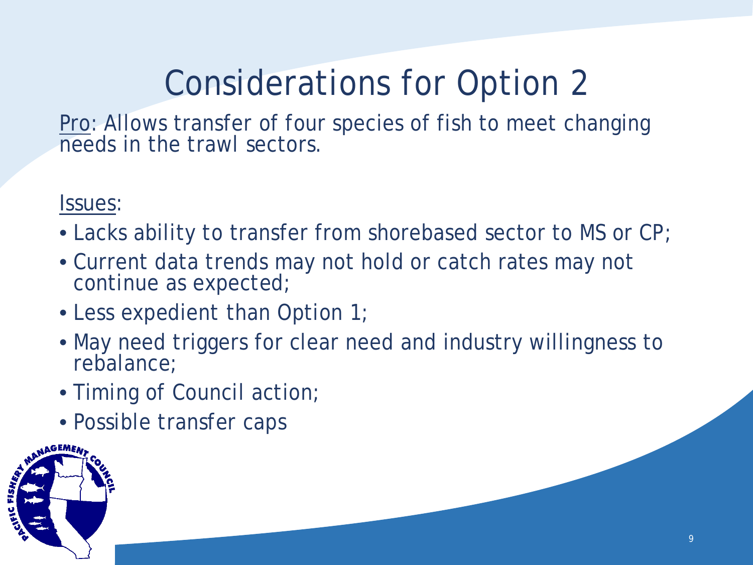# Considerations for Option 2

Pro: Allows transfer of four species of fish to meet changing needs in the trawl sectors.

Issues:

- Lacks ability to transfer from shorebased sector to MS or CP;
- Current data trends may not hold or catch rates may not continue as expected;
- Less expedient than Option 1;
- May need triggers for clear need and industry willingness to rebalance;
- Timing of Council action;
- Possible transfer caps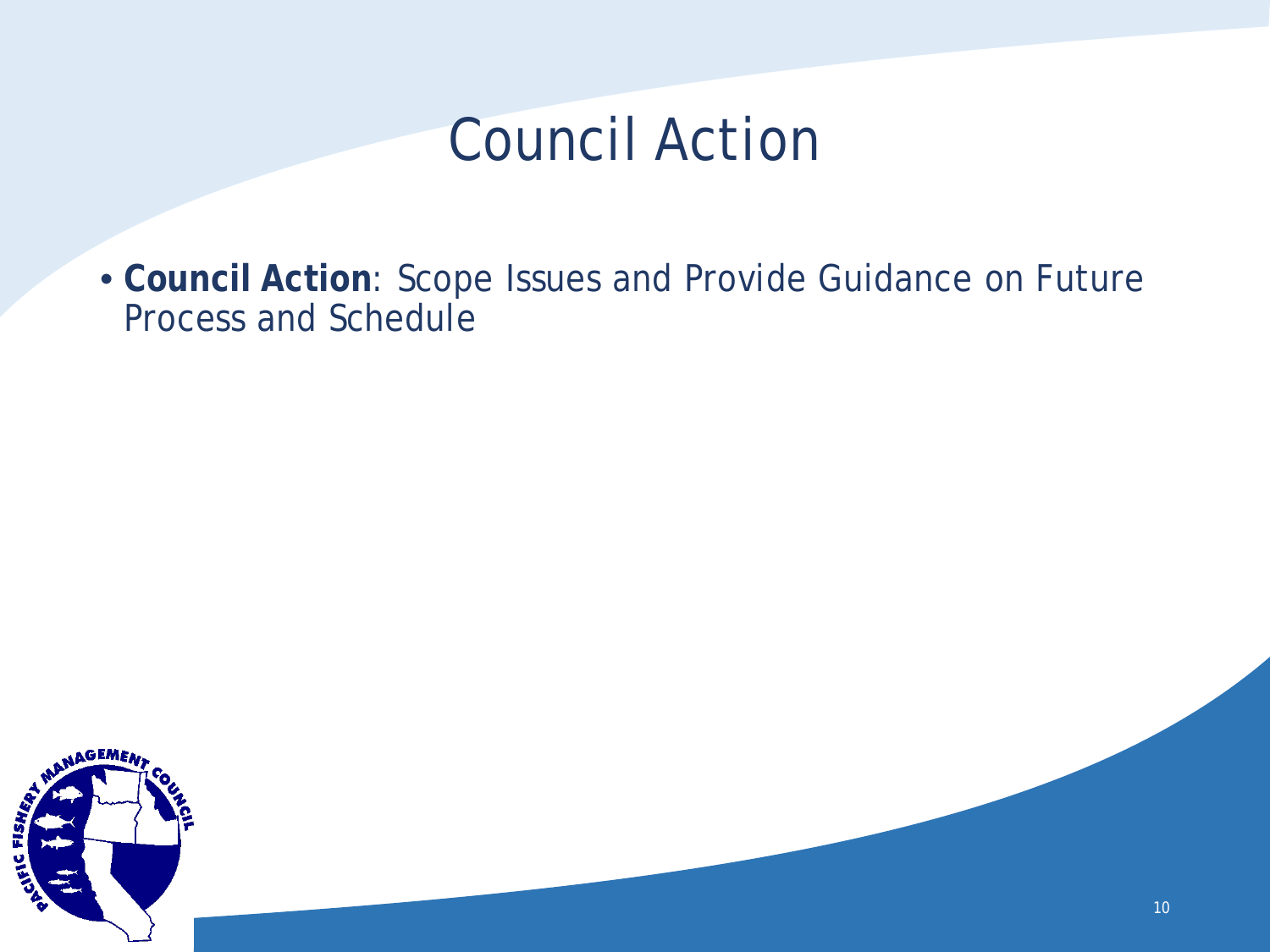# Council Action

- **Council Action**: Scope Issues and Provide Guidance on Future Process and Schedule